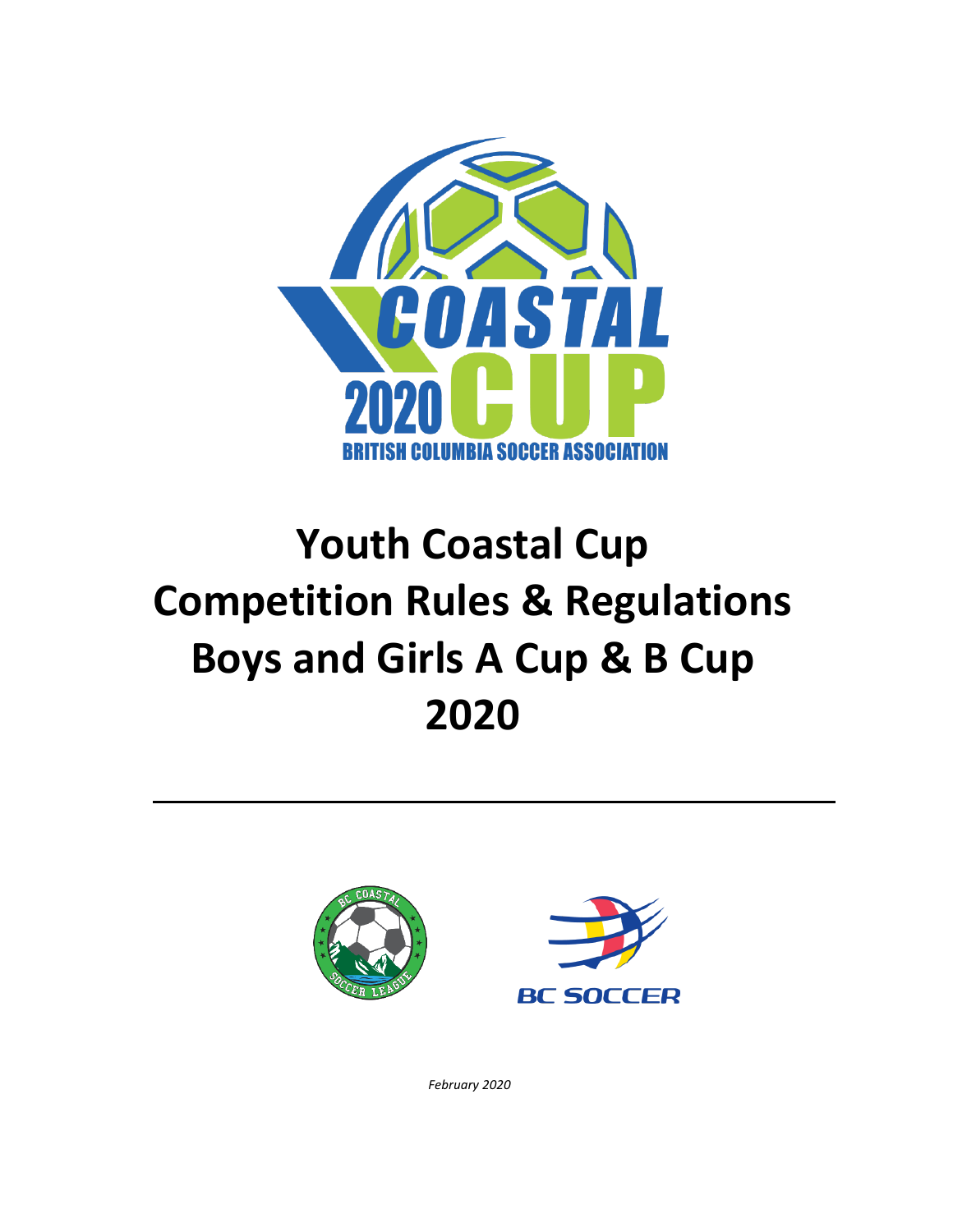# Youth Coastal Cup Competition Rules & Regulations Boys and Girls A Cup & B Cup 2020

*February 2020*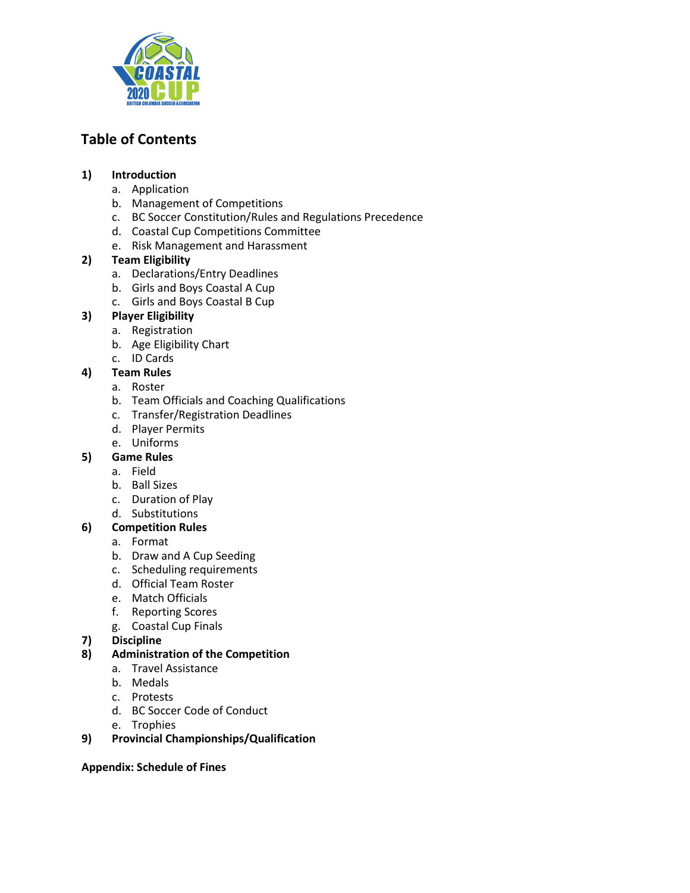## Table of Contents

1) **Introduction**
   a. Application
   b. Management of Competitions
   c. BC Soccer Constitution/Rules and Regulations Precedence
   d. Coastal Cup Competitions Committee
   e. Risk Management and Harassment
2) **Team Eligibility**
   a. Declarations/Entry Deadlines
   b. Girls and Boys Coastal A Cup
   c. Girls and Boys Coastal B Cup
3) **Player Eligibility**
   a. Registration
   b. Age Eligibility Chart
   c. ID Cards
4) **Team Rules**
   a. Roster
   b. Team Officials and Coaching Qualifications
   c. Transfer/Registration Deadlines
   d. Player Permits
   e. Uniforms
5) **Game Rules**
   a. Field
   b. Ball Sizes
   c. Duration of Play
   d. Substitutions
6) **Competition Rules**
   a. Format
   b. Draw and A Cup Seeding
   c. Scheduling requirements
   d. Official Team Roster
   e. Match Officials
   f. Reporting Scores
   g. Coastal Cup Finals
7) **Discipline**
8) **Administration of the Competition**
   a. Travel Assistance
   b. Medals
   c. Protests
   d. BC Soccer Code of Conduct
   e. Trophies
9) **Provincial Championships/Qualification**

**Appendix: Schedule of Fines**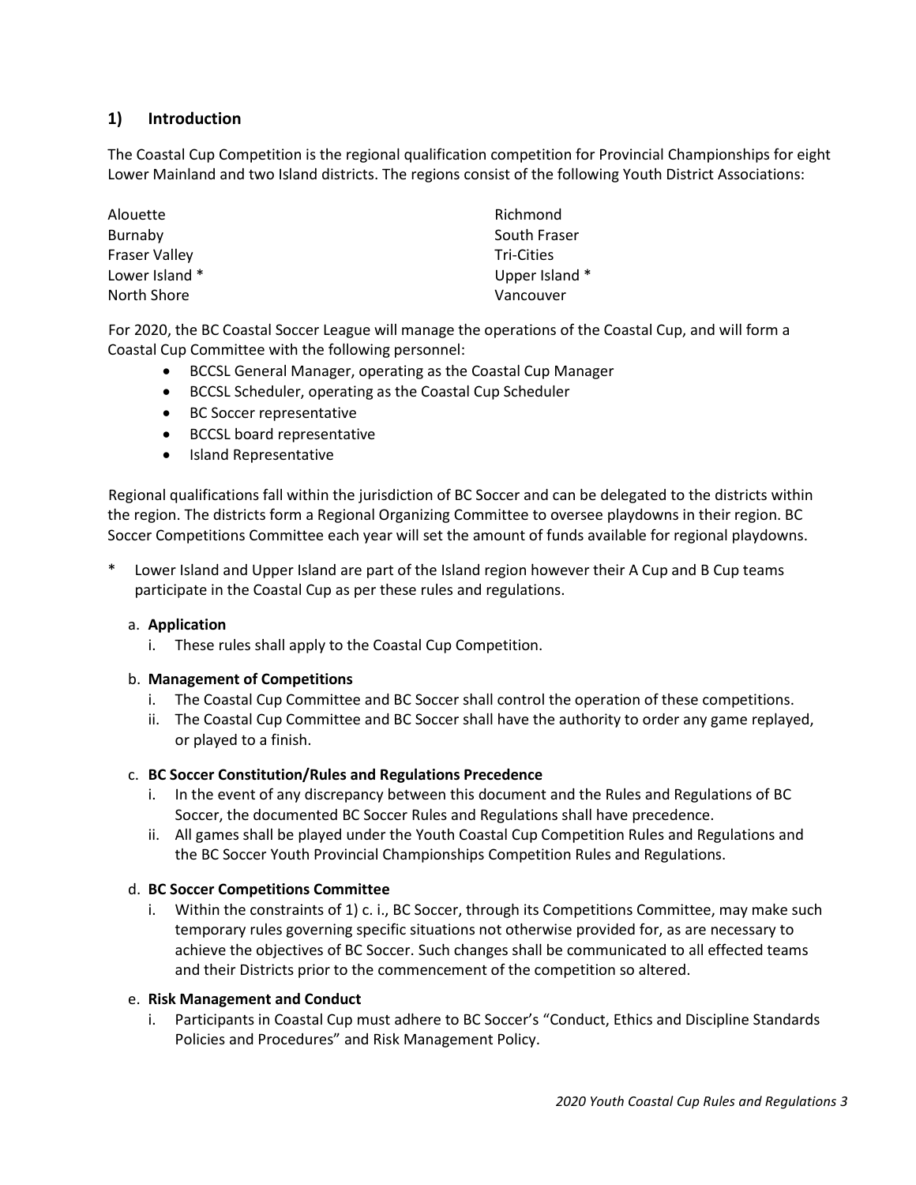## 1) Introduction

The Coastal Cup Competition is the regional qualification competition for Provincial Championships for eight Lower Mainland and two Island districts. The regions consist of the following Youth District Associations:

Alouette
Burnaby
Fraser Valley
Lower Island *
North Shore
Richmond
South Fraser
Tri-Cities
Upper Island *
Vancouver

For 2020, the BC Coastal Soccer League will manage the operations of the Coastal Cup, and will form a Coastal Cup Committee with the following personnel:

- BCCSL General Manager, operating as the Coastal Cup Manager
- BCCSL Scheduler, operating as the Coastal Cup Scheduler
- BC Soccer representative
- BCCSL board representative
- Island Representative

Regional qualifications fall within the jurisdiction of BC Soccer and can be delegated to the districts within the region. The districts form a Regional Organizing Committee to oversee playdowns in their region. BC Soccer Competitions Committee each year will set the amount of funds available for regional playdowns.

\* Lower Island and Upper Island are part of the Island region however their A Cup and B Cup teams participate in the Coastal Cup as per these rules and regulations.

a. **Application**
   i. These rules shall apply to the Coastal Cup Competition.

b. **Management of Competitions**
   i. The Coastal Cup Committee and BC Soccer shall control the operation of these competitions.
   ii. The Coastal Cup Committee and BC Soccer shall have the authority to order any game replayed, or played to a finish.

c. **BC Soccer Constitution/Rules and Regulations Precedence**
   i. In the event of any discrepancy between this document and the Rules and Regulations of BC Soccer, the documented BC Soccer Rules and Regulations shall have precedence.
   ii. All games shall be played under the Youth Coastal Cup Competition Rules and Regulations and the BC Soccer Youth Provincial Championships Competition Rules and Regulations.

d. **BC Soccer Competitions Committee**
   i. Within the constraints of 1) c. i., BC Soccer, through its Competitions Committee, may make such temporary rules governing specific situations not otherwise provided for, as are necessary to achieve the objectives of BC Soccer. Such changes shall be communicated to all effected teams and their Districts prior to the commencement of the competition so altered.

e. **Risk Management and Conduct**
   i. Participants in Coastal Cup must adhere to BC Soccer's "Conduct, Ethics and Discipline Standards Policies and Procedures" and Risk Management Policy.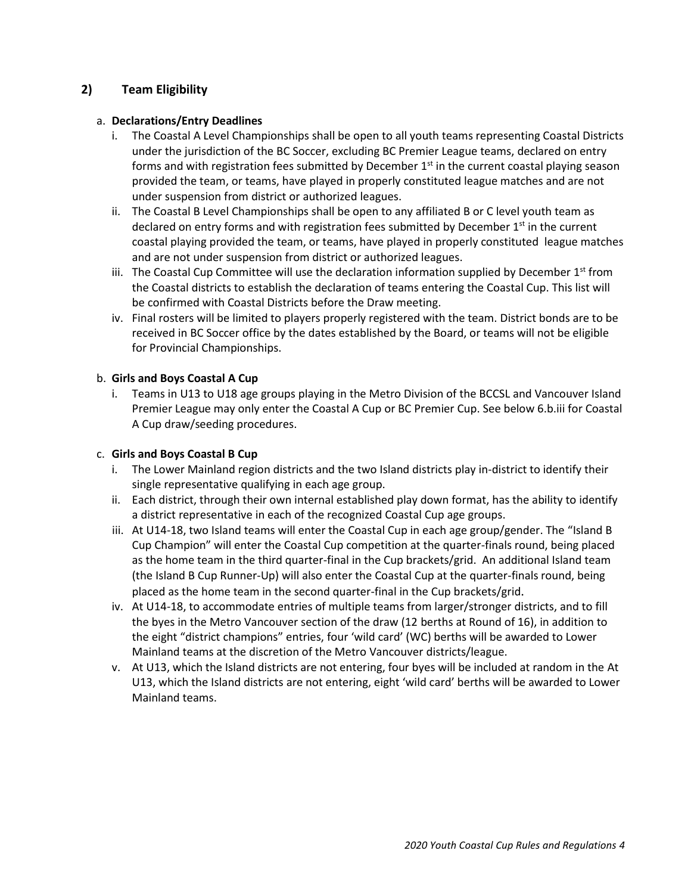## 2) Team Eligibility

a. **Declarations/Entry Deadlines**

   i. The Coastal A Level Championships shall be open to all youth teams representing Coastal Districts under the jurisdiction of the BC Soccer, excluding BC Premier League teams, declared on entry forms and with registration fees submitted by December 1st in the current coastal playing season provided the team, or teams, have played in properly constituted league matches and are not under suspension from district or authorized leagues.

   ii. The Coastal B Level Championships shall be open to any affiliated B or C level youth team as declared on entry forms and with registration fees submitted by December 1st in the current coastal playing provided the team, or teams, have played in properly constituted league matches and are not under suspension from district or authorized leagues.

   iii. The Coastal Cup Committee will use the declaration information supplied by December 1st from the Coastal districts to establish the declaration of teams entering the Coastal Cup. This list will be confirmed with Coastal Districts before the Draw meeting.

   iv. Final rosters will be limited to players properly registered with the team. District bonds are to be received in BC Soccer office by the dates established by the Board, or teams will not be eligible for Provincial Championships.

b. **Girls and Boys Coastal A Cup**

   i. Teams in U13 to U18 age groups playing in the Metro Division of the BCCSL and Vancouver Island Premier League may only enter the Coastal A Cup or BC Premier Cup. See below 6.b.iii for Coastal A Cup draw/seeding procedures.

c. **Girls and Boys Coastal B Cup**

   i. The Lower Mainland region districts and the two Island districts play in-district to identify their single representative qualifying in each age group.

   ii. Each district, through their own internal established play down format, has the ability to identify a district representative in each of the recognized Coastal Cup age groups.

   iii. At U14-18, two Island teams will enter the Coastal Cup in each age group/gender. The "Island B Cup Champion" will enter the Coastal Cup competition at the quarter-finals round, being placed as the home team in the third quarter-final in the Cup brackets/grid. An additional Island team (the Island B Cup Runner-Up) will also enter the Coastal Cup at the quarter-finals round, being placed as the home team in the second quarter-final in the Cup brackets/grid.

   iv. At U14-18, to accommodate entries of multiple teams from larger/stronger districts, and to fill the byes in the Metro Vancouver section of the draw (12 berths at Round of 16), in addition to the eight "district champions" entries, four 'wild card' (WC) berths will be awarded to Lower Mainland teams at the discretion of the Metro Vancouver districts/league.

   v. At U13, which the Island districts are not entering, four byes will be included at random in the At U13, which the Island districts are not entering, eight 'wild card' berths will be awarded to Lower Mainland teams.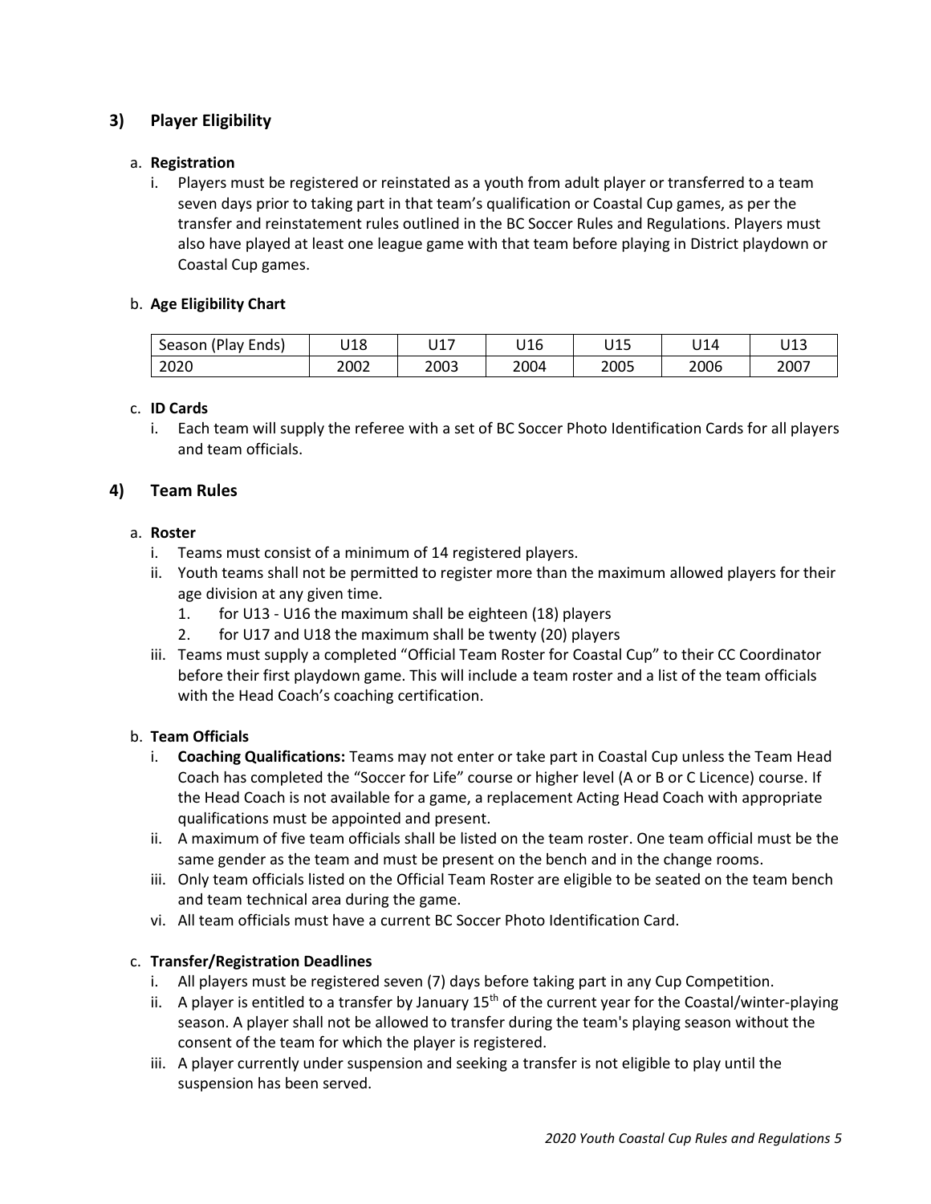## 3) Player Eligibility

a. **Registration**

i. Players must be registered or reinstated as a youth from adult player or transferred to a team seven days prior to taking part in that team's qualification or Coastal Cup games, as per the transfer and reinstatement rules outlined in the BC Soccer Rules and Regulations. Players must also have played at least one league game with that team before playing in District playdown or Coastal Cup games.

b. **Age Eligibility Chart**

| Season (Play Ends) | U18 | U17 | U16 | U15 | U14 | U13 |
|---|---|---|---|---|---|---|
| 2020 | 2002 | 2003 | 2004 | 2005 | 2006 | 2007 |

c. **ID Cards**

i. Each team will supply the referee with a set of BC Soccer Photo Identification Cards for all players and team officials.

## 4) Team Rules

a. **Roster**

i. Teams must consist of a minimum of 14 registered players.

ii. Youth teams shall not be permitted to register more than the maximum allowed players for their age division at any given time.

1. for U13 - U16 the maximum shall be eighteen (18) players
2. for U17 and U18 the maximum shall be twenty (20) players

iii. Teams must supply a completed "Official Team Roster for Coastal Cup" to their CC Coordinator before their first playdown game. This will include a team roster and a list of the team officials with the Head Coach's coaching certification.

b. **Team Officials**

i. **Coaching Qualifications:** Teams may not enter or take part in Coastal Cup unless the Team Head Coach has completed the "Soccer for Life" course or higher level (A or B or C Licence) course. If the Head Coach is not available for a game, a replacement Acting Head Coach with appropriate qualifications must be appointed and present.

ii. A maximum of five team officials shall be listed on the team roster. One team official must be the same gender as the team and must be present on the bench and in the change rooms.

iii. Only team officials listed on the Official Team Roster are eligible to be seated on the team bench and team technical area during the game.

vi. All team officials must have a current BC Soccer Photo Identification Card.

c. **Transfer/Registration Deadlines**

i. All players must be registered seven (7) days before taking part in any Cup Competition.

ii. A player is entitled to a transfer by January 15th of the current year for the Coastal/winter-playing season. A player shall not be allowed to transfer during the team's playing season without the consent of the team for which the player is registered.

iii. A player currently under suspension and seeking a transfer is not eligible to play until the suspension has been served.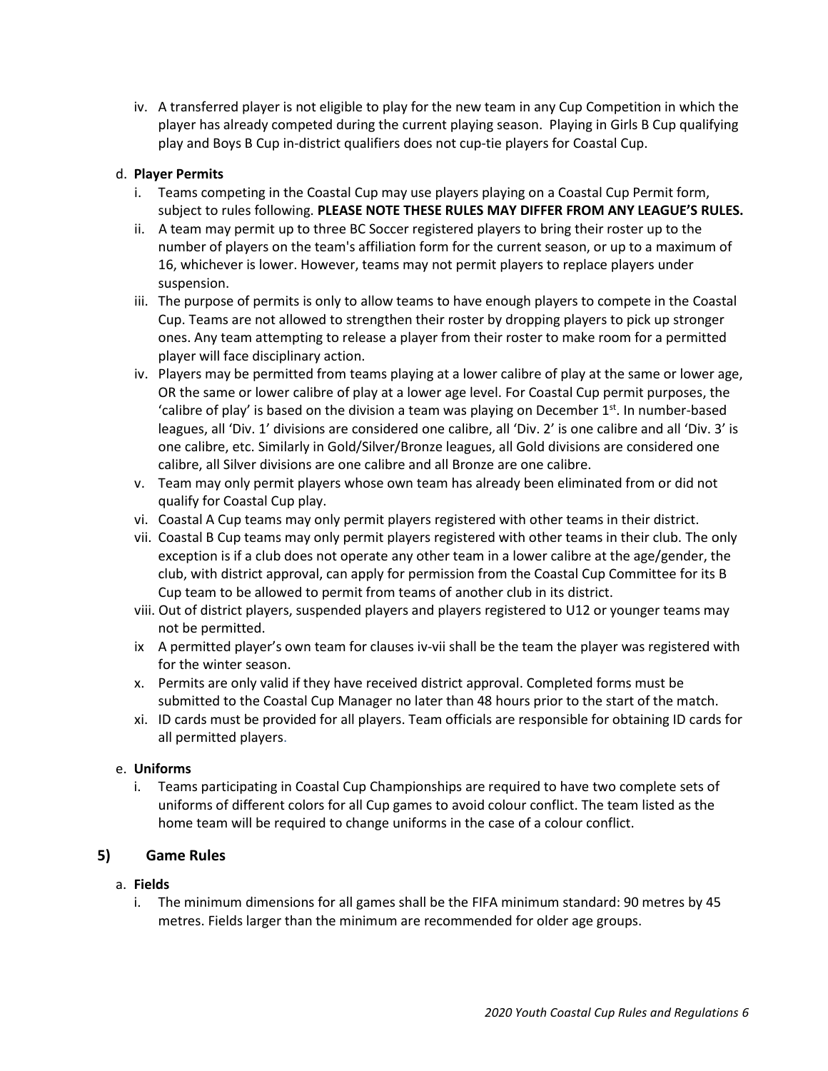iv. A transferred player is not eligible to play for the new team in any Cup Competition in which the player has already competed during the current playing season. Playing in Girls B Cup qualifying play and Boys B Cup in-district qualifiers does not cup-tie players for Coastal Cup.

d. **Player Permits**

i. Teams competing in the Coastal Cup may use players playing on a Coastal Cup Permit form, subject to rules following. **PLEASE NOTE THESE RULES MAY DIFFER FROM ANY LEAGUE'S RULES.**

ii. A team may permit up to three BC Soccer registered players to bring their roster up to the number of players on the team's affiliation form for the current season, or up to a maximum of 16, whichever is lower. However, teams may not permit players to replace players under suspension.

iii. The purpose of permits is only to allow teams to have enough players to compete in the Coastal Cup. Teams are not allowed to strengthen their roster by dropping players to pick up stronger ones. Any team attempting to release a player from their roster to make room for a permitted player will face disciplinary action.

iv. Players may be permitted from teams playing at a lower calibre of play at the same or lower age, OR the same or lower calibre of play at a lower age level. For Coastal Cup permit purposes, the 'calibre of play' is based on the division a team was playing on December 1st. In number-based leagues, all 'Div. 1' divisions are considered one calibre, all 'Div. 2' is one calibre and all 'Div. 3' is one calibre, etc. Similarly in Gold/Silver/Bronze leagues, all Gold divisions are considered one calibre, all Silver divisions are one calibre and all Bronze are one calibre.

v. Team may only permit players whose own team has already been eliminated from or did not qualify for Coastal Cup play.

vi. Coastal A Cup teams may only permit players registered with other teams in their district.

vii. Coastal B Cup teams may only permit players registered with other teams in their club. The only exception is if a club does not operate any other team in a lower calibre at the age/gender, the club, with district approval, can apply for permission from the Coastal Cup Committee for its B Cup team to be allowed to permit from teams of another club in its district.

viii. Out of district players, suspended players and players registered to U12 or younger teams may not be permitted.

ix A permitted player's own team for clauses iv-vii shall be the team the player was registered with for the winter season.

x. Permits are only valid if they have received district approval. Completed forms must be submitted to the Coastal Cup Manager no later than 48 hours prior to the start of the match.

xi. ID cards must be provided for all players. Team officials are responsible for obtaining ID cards for all permitted players.

e. **Uniforms**

i. Teams participating in Coastal Cup Championships are required to have two complete sets of uniforms of different colors for all Cup games to avoid colour conflict. The team listed as the home team will be required to change uniforms in the case of a colour conflict.

## 5) Game Rules

a. **Fields**

i. The minimum dimensions for all games shall be the FIFA minimum standard: 90 metres by 45 metres. Fields larger than the minimum are recommended for older age groups.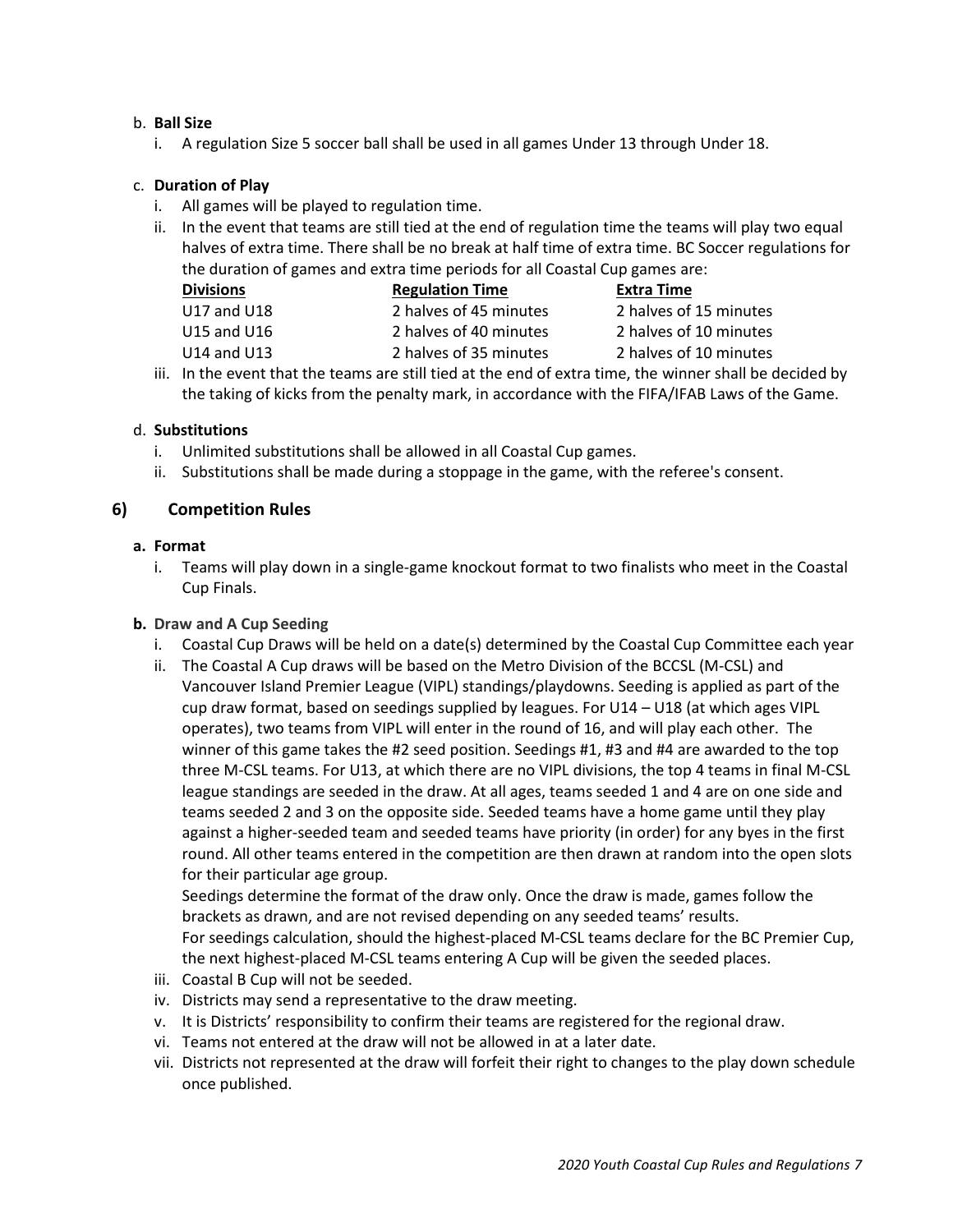b. **Ball Size**

   i. A regulation Size 5 soccer ball shall be used in all games Under 13 through Under 18.

c. **Duration of Play**

   i. All games will be played to regulation time.

   ii. In the event that teams are still tied at the end of regulation time the teams will play two equal halves of extra time. There shall be no break at half time of extra time. BC Soccer regulations for the duration of games and extra time periods for all Coastal Cup games are:

| Divisions | Regulation Time | Extra Time |
|---|---|---|
| U17 and U18 | 2 halves of 45 minutes | 2 halves of 15 minutes |
| U15 and U16 | 2 halves of 40 minutes | 2 halves of 10 minutes |
| U14 and U13 | 2 halves of 35 minutes | 2 halves of 10 minutes |

   iii. In the event that the teams are still tied at the end of extra time, the winner shall be decided by the taking of kicks from the penalty mark, in accordance with the FIFA/IFAB Laws of the Game.

d. **Substitutions**

   i. Unlimited substitutions shall be allowed in all Coastal Cup games.

   ii. Substitutions shall be made during a stoppage in the game, with the referee's consent.

## 6) Competition Rules

**a. Format**

   i. Teams will play down in a single-game knockout format to two finalists who meet in the Coastal Cup Finals.

**b. Draw and A Cup Seeding**

   i. Coastal Cup Draws will be held on a date(s) determined by the Coastal Cup Committee each year

   ii. The Coastal A Cup draws will be based on the Metro Division of the BCCSL (M-CSL) and Vancouver Island Premier League (VIPL) standings/playdowns. Seeding is applied as part of the cup draw format, based on seedings supplied by leagues. For U14 – U18 (at which ages VIPL operates), two teams from VIPL will enter in the round of 16, and will play each other. The winner of this game takes the #2 seed position. Seedings #1, #3 and #4 are awarded to the top three M-CSL teams. For U13, at which there are no VIPL divisions, the top 4 teams in final M-CSL league standings are seeded in the draw. At all ages, teams seeded 1 and 4 are on one side and teams seeded 2 and 3 on the opposite side. Seeded teams have a home game until they play against a higher-seeded team and seeded teams have priority (in order) for any byes in the first round. All other teams entered in the competition are then drawn at random into the open slots for their particular age group.

   Seedings determine the format of the draw only. Once the draw is made, games follow the brackets as drawn, and are not revised depending on any seeded teams' results.

   For seedings calculation, should the highest-placed M-CSL teams declare for the BC Premier Cup, the next highest-placed M-CSL teams entering A Cup will be given the seeded places.

   iii. Coastal B Cup will not be seeded.

   iv. Districts may send a representative to the draw meeting.

   v. It is Districts' responsibility to confirm their teams are registered for the regional draw.

   vi. Teams not entered at the draw will not be allowed in at a later date.

   vii. Districts not represented at the draw will forfeit their right to changes to the play down schedule once published.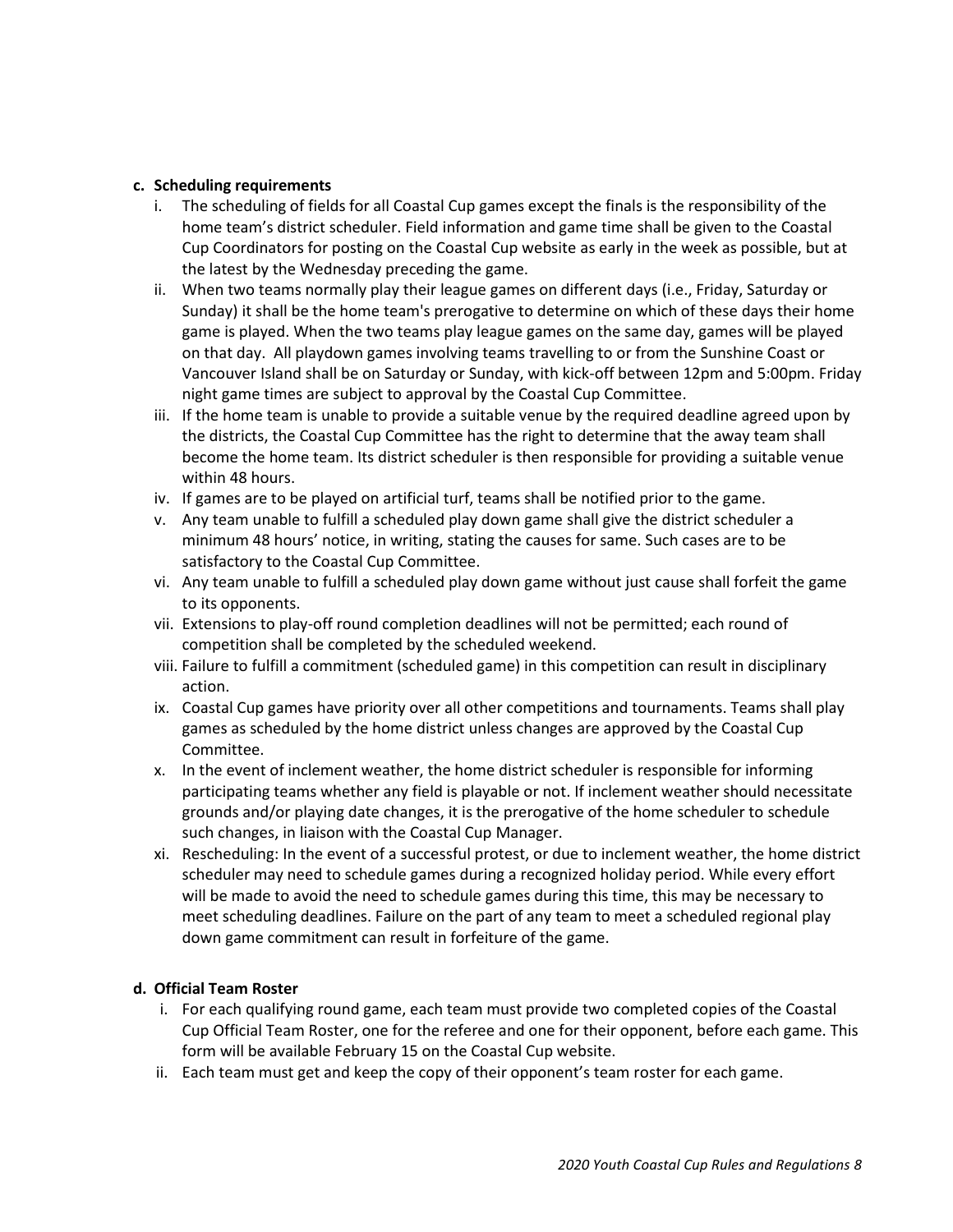**c. Scheduling requirements**

i. The scheduling of fields for all Coastal Cup games except the finals is the responsibility of the home team's district scheduler. Field information and game time shall be given to the Coastal Cup Coordinators for posting on the Coastal Cup website as early in the week as possible, but at the latest by the Wednesday preceding the game.

ii. When two teams normally play their league games on different days (i.e., Friday, Saturday or Sunday) it shall be the home team's prerogative to determine on which of these days their home game is played. When the two teams play league games on the same day, games will be played on that day. All playdown games involving teams travelling to or from the Sunshine Coast or Vancouver Island shall be on Saturday or Sunday, with kick-off between 12pm and 5:00pm. Friday night game times are subject to approval by the Coastal Cup Committee.

iii. If the home team is unable to provide a suitable venue by the required deadline agreed upon by the districts, the Coastal Cup Committee has the right to determine that the away team shall become the home team. Its district scheduler is then responsible for providing a suitable venue within 48 hours.

iv. If games are to be played on artificial turf, teams shall be notified prior to the game.

v. Any team unable to fulfill a scheduled play down game shall give the district scheduler a minimum 48 hours' notice, in writing, stating the causes for same. Such cases are to be satisfactory to the Coastal Cup Committee.

vi. Any team unable to fulfill a scheduled play down game without just cause shall forfeit the game to its opponents.

vii. Extensions to play-off round completion deadlines will not be permitted; each round of competition shall be completed by the scheduled weekend.

viii. Failure to fulfill a commitment (scheduled game) in this competition can result in disciplinary action.

ix. Coastal Cup games have priority over all other competitions and tournaments. Teams shall play games as scheduled by the home district unless changes are approved by the Coastal Cup Committee.

x. In the event of inclement weather, the home district scheduler is responsible for informing participating teams whether any field is playable or not. If inclement weather should necessitate grounds and/or playing date changes, it is the prerogative of the home scheduler to schedule such changes, in liaison with the Coastal Cup Manager.

xi. Rescheduling: In the event of a successful protest, or due to inclement weather, the home district scheduler may need to schedule games during a recognized holiday period. While every effort will be made to avoid the need to schedule games during this time, this may be necessary to meet scheduling deadlines. Failure on the part of any team to meet a scheduled regional play down game commitment can result in forfeiture of the game.

**d. Official Team Roster**

i. For each qualifying round game, each team must provide two completed copies of the Coastal Cup Official Team Roster, one for the referee and one for their opponent, before each game. This form will be available February 15 on the Coastal Cup website.

ii. Each team must get and keep the copy of their opponent's team roster for each game.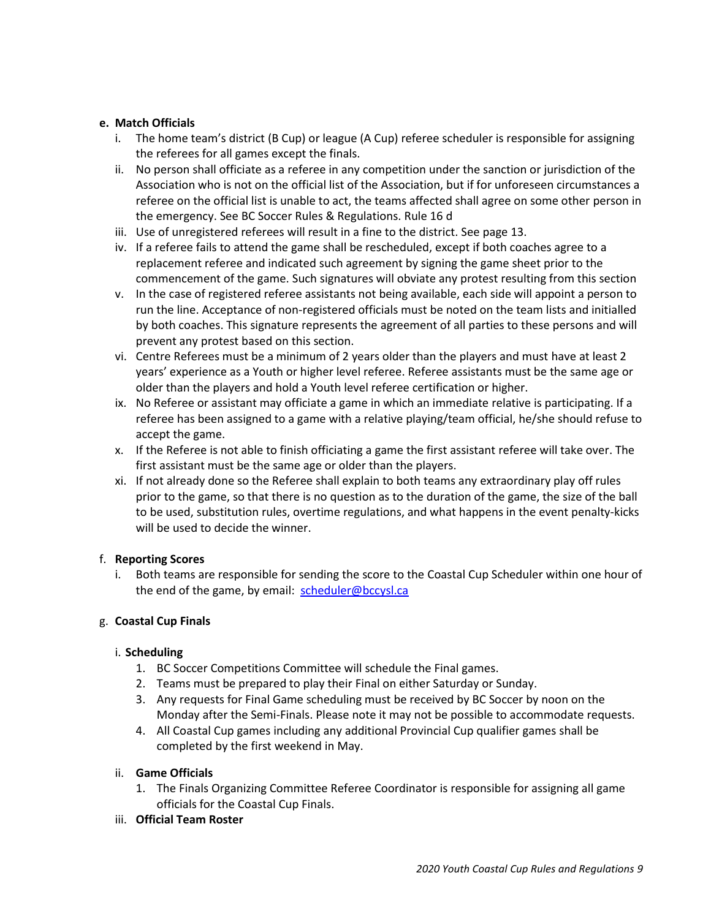**e. Match Officials**

i. The home team's district (B Cup) or league (A Cup) referee scheduler is responsible for assigning the referees for all games except the finals.

ii. No person shall officiate as a referee in any competition under the sanction or jurisdiction of the Association who is not on the official list of the Association, but if for unforeseen circumstances a referee on the official list is unable to act, the teams affected shall agree on some other person in the emergency. See BC Soccer Rules & Regulations. Rule 16 d

iii. Use of unregistered referees will result in a fine to the district. See page 13.

iv. If a referee fails to attend the game shall be rescheduled, except if both coaches agree to a replacement referee and indicated such agreement by signing the game sheet prior to the commencement of the game. Such signatures will obviate any protest resulting from this section

v. In the case of registered referee assistants not being available, each side will appoint a person to run the line. Acceptance of non-registered officials must be noted on the team lists and initialled by both coaches. This signature represents the agreement of all parties to these persons and will prevent any protest based on this section.

vi. Centre Referees must be a minimum of 2 years older than the players and must have at least 2 years' experience as a Youth or higher level referee. Referee assistants must be the same age or older than the players and hold a Youth level referee certification or higher.

ix. No Referee or assistant may officiate a game in which an immediate relative is participating. If a referee has been assigned to a game with a relative playing/team official, he/she should refuse to accept the game.

x. If the Referee is not able to finish officiating a game the first assistant referee will take over. The first assistant must be the same age or older than the players.

xi. If not already done so the Referee shall explain to both teams any extraordinary play off rules prior to the game, so that there is no question as to the duration of the game, the size of the ball to be used, substitution rules, overtime regulations, and what happens in the event penalty-kicks will be used to decide the winner.

f. **Reporting Scores**

i. Both teams are responsible for sending the score to the Coastal Cup Scheduler within one hour of the end of the game, by email: scheduler@bccysl.ca

g. **Coastal Cup Finals**

i. **Scheduling**

1. BC Soccer Competitions Committee will schedule the Final games.
2. Teams must be prepared to play their Final on either Saturday or Sunday.
3. Any requests for Final Game scheduling must be received by BC Soccer by noon on the Monday after the Semi-Finals. Please note it may not be possible to accommodate requests.
4. All Coastal Cup games including any additional Provincial Cup qualifier games shall be completed by the first weekend in May.

ii. **Game Officials**

1. The Finals Organizing Committee Referee Coordinator is responsible for assigning all game officials for the Coastal Cup Finals.

iii. **Official Team Roster**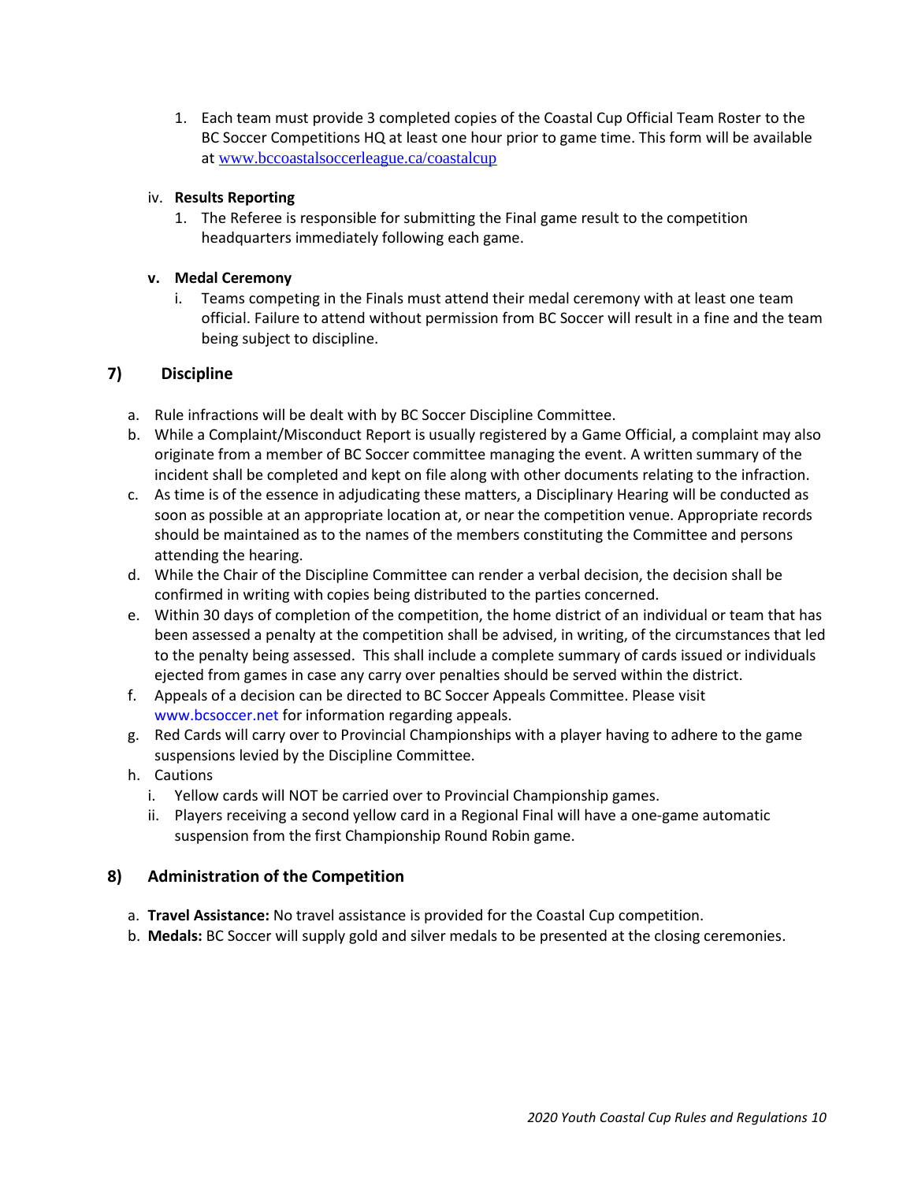1. Each team must provide 3 completed copies of the Coastal Cup Official Team Roster to the BC Soccer Competitions HQ at least one hour prior to game time. This form will be available at www.bccoastalsoccerleague.ca/coastalcup

iv. **Results Reporting**

1. The Referee is responsible for submitting the Final game result to the competition headquarters immediately following each game.

**v. Medal Ceremony**

i. Teams competing in the Finals must attend their medal ceremony with at least one team official. Failure to attend without permission from BC Soccer will result in a fine and the team being subject to discipline.

## 7) Discipline

a. Rule infractions will be dealt with by BC Soccer Discipline Committee.

b. While a Complaint/Misconduct Report is usually registered by a Game Official, a complaint may also originate from a member of BC Soccer committee managing the event. A written summary of the incident shall be completed and kept on file along with other documents relating to the infraction.

c. As time is of the essence in adjudicating these matters, a Disciplinary Hearing will be conducted as soon as possible at an appropriate location at, or near the competition venue. Appropriate records should be maintained as to the names of the members constituting the Committee and persons attending the hearing.

d. While the Chair of the Discipline Committee can render a verbal decision, the decision shall be confirmed in writing with copies being distributed to the parties concerned.

e. Within 30 days of completion of the competition, the home district of an individual or team that has been assessed a penalty at the competition shall be advised, in writing, of the circumstances that led to the penalty being assessed. This shall include a complete summary of cards issued or individuals ejected from games in case any carry over penalties should be served within the district.

f. Appeals of a decision can be directed to BC Soccer Appeals Committee. Please visit www.bcsoccer.net for information regarding appeals.

g. Red Cards will carry over to Provincial Championships with a player having to adhere to the game suspensions levied by the Discipline Committee.

h. Cautions

  i. Yellow cards will NOT be carried over to Provincial Championship games.

  ii. Players receiving a second yellow card in a Regional Final will have a one-game automatic suspension from the first Championship Round Robin game.

## 8) Administration of the Competition

a. **Travel Assistance:** No travel assistance is provided for the Coastal Cup competition.

b. **Medals:** BC Soccer will supply gold and silver medals to be presented at the closing ceremonies.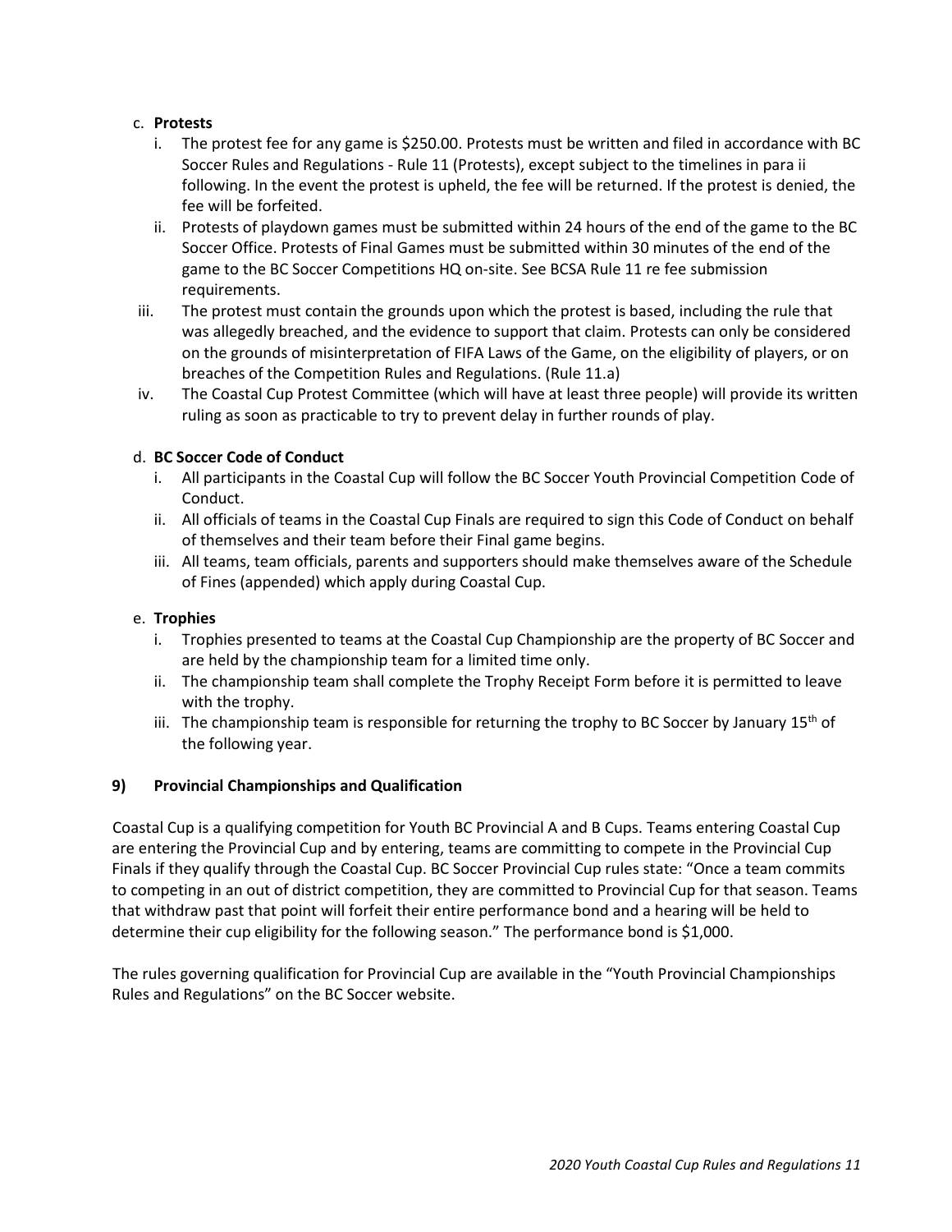c. **Protests**

   i. The protest fee for any game is $250.00. Protests must be written and filed in accordance with BC Soccer Rules and Regulations - Rule 11 (Protests), except subject to the timelines in para ii following. In the event the protest is upheld, the fee will be returned. If the protest is denied, the fee will be forfeited.

   ii. Protests of playdown games must be submitted within 24 hours of the end of the game to the BC Soccer Office. Protests of Final Games must be submitted within 30 minutes of the end of the game to the BC Soccer Competitions HQ on-site. See BCSA Rule 11 re fee submission requirements.

   iii. The protest must contain the grounds upon which the protest is based, including the rule that was allegedly breached, and the evidence to support that claim. Protests can only be considered on the grounds of misinterpretation of FIFA Laws of the Game, on the eligibility of players, or on breaches of the Competition Rules and Regulations. (Rule 11.a)

   iv. The Coastal Cup Protest Committee (which will have at least three people) will provide its written ruling as soon as practicable to try to prevent delay in further rounds of play.

d. **BC Soccer Code of Conduct**

   i. All participants in the Coastal Cup will follow the BC Soccer Youth Provincial Competition Code of Conduct.

   ii. All officials of teams in the Coastal Cup Finals are required to sign this Code of Conduct on behalf of themselves and their team before their Final game begins.

   iii. All teams, team officials, parents and supporters should make themselves aware of the Schedule of Fines (appended) which apply during Coastal Cup.

e. **Trophies**

   i. Trophies presented to teams at the Coastal Cup Championship are the property of BC Soccer and are held by the championship team for a limited time only.

   ii. The championship team shall complete the Trophy Receipt Form before it is permitted to leave with the trophy.

   iii. The championship team is responsible for returning the trophy to BC Soccer by January 15th of the following year.

## 9) Provincial Championships and Qualification

Coastal Cup is a qualifying competition for Youth BC Provincial A and B Cups. Teams entering Coastal Cup are entering the Provincial Cup and by entering, teams are committing to compete in the Provincial Cup Finals if they qualify through the Coastal Cup. BC Soccer Provincial Cup rules state: "Once a team commits to competing in an out of district competition, they are committed to Provincial Cup for that season. Teams that withdraw past that point will forfeit their entire performance bond and a hearing will be held to determine their cup eligibility for the following season." The performance bond is $1,000.

The rules governing qualification for Provincial Cup are available in the "Youth Provincial Championships Rules and Regulations" on the BC Soccer website.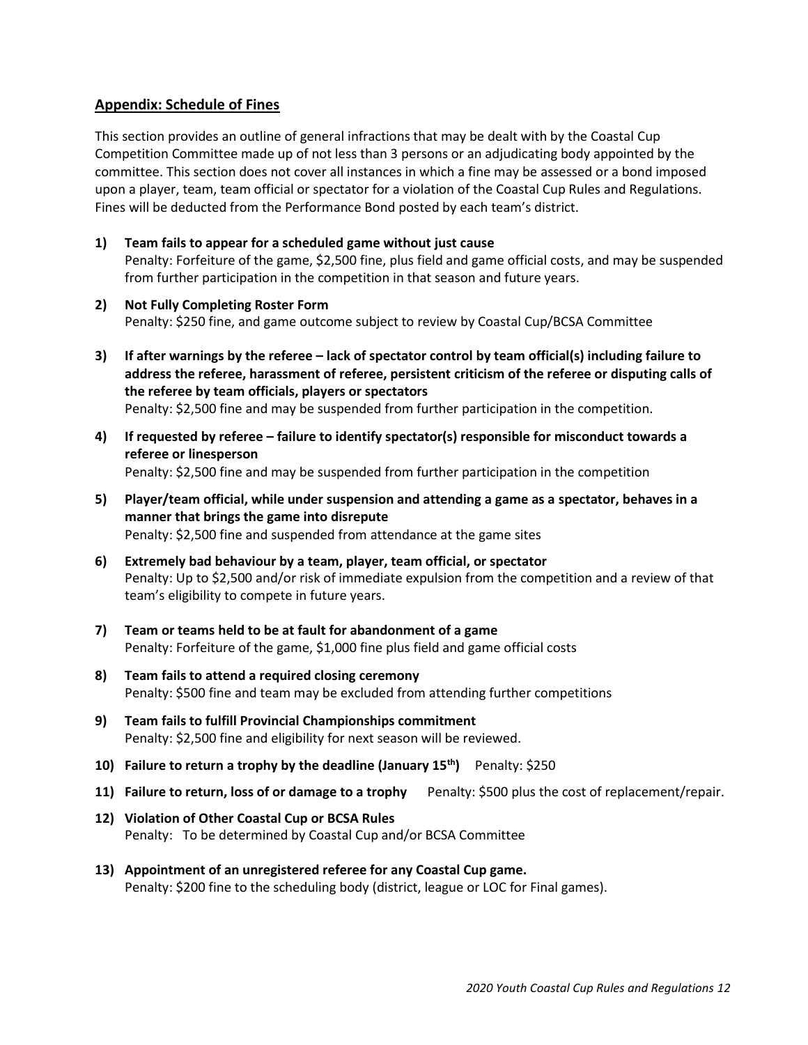## Appendix: Schedule of Fines

This section provides an outline of general infractions that may be dealt with by the Coastal Cup Competition Committee made up of not less than 3 persons or an adjudicating body appointed by the committee. This section does not cover all instances in which a fine may be assessed or a bond imposed upon a player, team, team official or spectator for a violation of the Coastal Cup Rules and Regulations. Fines will be deducted from the Performance Bond posted by each team's district.

1) **Team fails to appear for a scheduled game without just cause**
   Penalty: Forfeiture of the game, $2,500 fine, plus field and game official costs, and may be suspended from further participation in the competition in that season and future years.

2) **Not Fully Completing Roster Form**
   Penalty: $250 fine, and game outcome subject to review by Coastal Cup/BCSA Committee

3) **If after warnings by the referee – lack of spectator control by team official(s) including failure to address the referee, harassment of referee, persistent criticism of the referee or disputing calls of the referee by team officials, players or spectators**
   Penalty: $2,500 fine and may be suspended from further participation in the competition.

4) **If requested by referee – failure to identify spectator(s) responsible for misconduct towards a referee or linesperson**
   Penalty: $2,500 fine and may be suspended from further participation in the competition

5) **Player/team official, while under suspension and attending a game as a spectator, behaves in a manner that brings the game into disrepute**
   Penalty: $2,500 fine and suspended from attendance at the game sites

6) **Extremely bad behaviour by a team, player, team official, or spectator**
   Penalty: Up to $2,500 and/or risk of immediate expulsion from the competition and a review of that team's eligibility to compete in future years.

7) **Team or teams held to be at fault for abandonment of a game**
   Penalty: Forfeiture of the game, $1,000 fine plus field and game official costs

8) **Team fails to attend a required closing ceremony**
   Penalty: $500 fine and team may be excluded from attending further competitions

9) **Team fails to fulfill Provincial Championships commitment**
   Penalty: $2,500 fine and eligibility for next season will be reviewed.

10) **Failure to return a trophy by the deadline (January 15th)** Penalty: $250

11) **Failure to return, loss of or damage to a trophy** Penalty: $500 plus the cost of replacement/repair.

12) **Violation of Other Coastal Cup or BCSA Rules**
    Penalty: To be determined by Coastal Cup and/or BCSA Committee

13) **Appointment of an unregistered referee for any Coastal Cup game.**
    Penalty: $200 fine to the scheduling body (district, league or LOC for Final games).